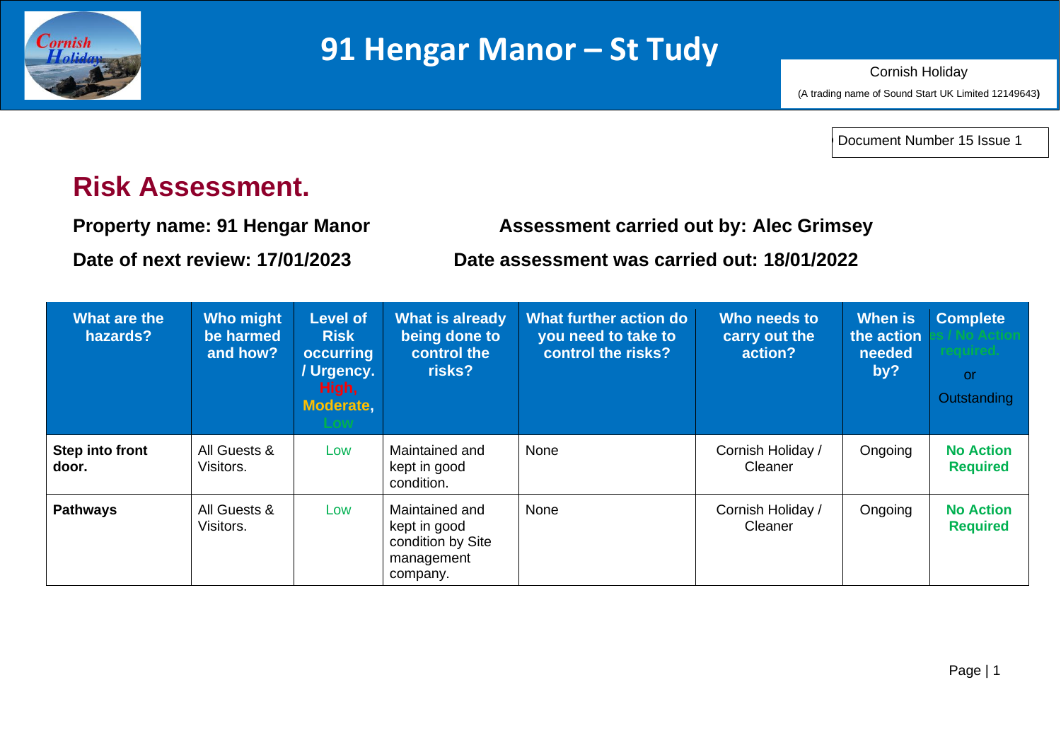# 91 Hengar Manor – St Tudy

Cornish Holiday

(A trading name of Sound Start UK Limited 12149643)

Document Number 15 Issue 1

## Risk Assessment.

**Property name: 91 Hengar Manor** **Assessment carried out by: Alec Grimsey**

**Date of next review: 17/01/2023** **Date assessment was carried out: 18/01/2022**

| What are the hazards? | Who might be harmed and how? | Level of Risk occurring / Urgency. High, Moderate, Low | What is already being done to control the risks? | What further action do you need to take to control the risks? | Who needs to carry out the action? | When is the action needed by? | Complete es / No Action required. or Outstanding |
|---|---|---|---|---|---|---|---|
| **Step into front door.** | All Guests & Visitors. | Low | Maintained and kept in good condition. | None | Cornish Holiday / Cleaner | Ongoing | **No Action Required** |
| **Pathways** | All Guests & Visitors. | Low | Maintained and kept in good condition by Site management company. | None | Cornish Holiday / Cleaner | Ongoing | **No Action Required** |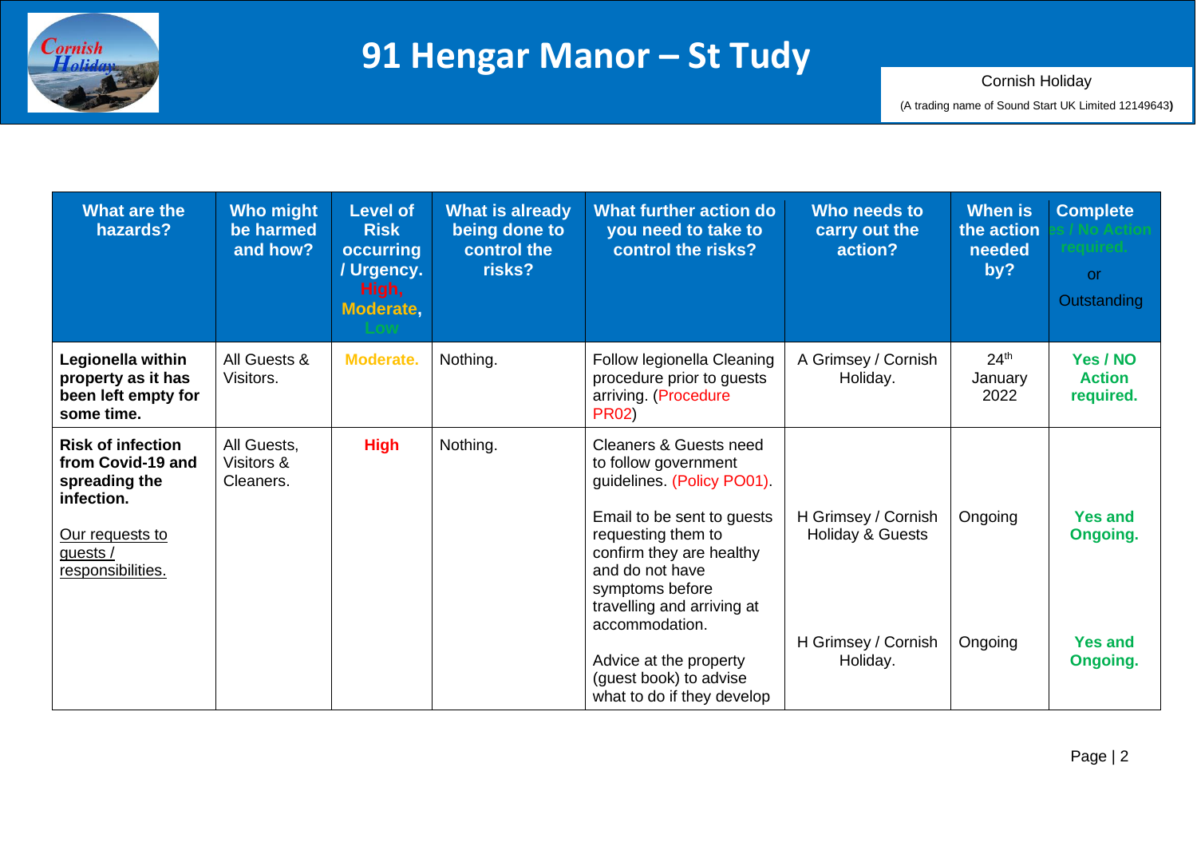# 91 Hengar Manor – St Tudy

Cornish Holiday

(A trading name of Sound Start UK Limited 12149643)

| What are the hazards? | Who might be harmed and how? | Level of Risk occurring / Urgency. High, Moderate, Low | What is already being done to control the risks? | What further action do you need to take to control the risks? | Who needs to carry out the action? | When is the action needed by? | Complete Yes / No Action required. or Outstanding |
|---|---|---|---|---|---|---|---|
| **Legionella within property as it has been left empty for some time.** | All Guests & Visitors. | Moderate. | Nothing. | Follow legionella Cleaning procedure prior to guests arriving. (Procedure PR02) | A Grimsey / Cornish Holiday. | 24th January 2022 | **Yes / NO Action required.** |
| **Risk of infection from Covid-19 and spreading the infection.**<br><br>Our requests to guests / responsibilities. | All Guests, Visitors & Cleaners. | **High** | Nothing. | Cleaners & Guests need to follow government guidelines. (Policy PO01). | | | |
| | | | | Email to be sent to guests requesting them to confirm they are healthy and do not have symptoms before travelling and arriving at accommodation. | H Grimsey / Cornish Holiday & Guests | Ongoing | **Yes and Ongoing.** |
| | | | | Advice at the property (guest book) to advise what to do if they develop | H Grimsey / Cornish Holiday. | Ongoing | **Yes and Ongoing.** |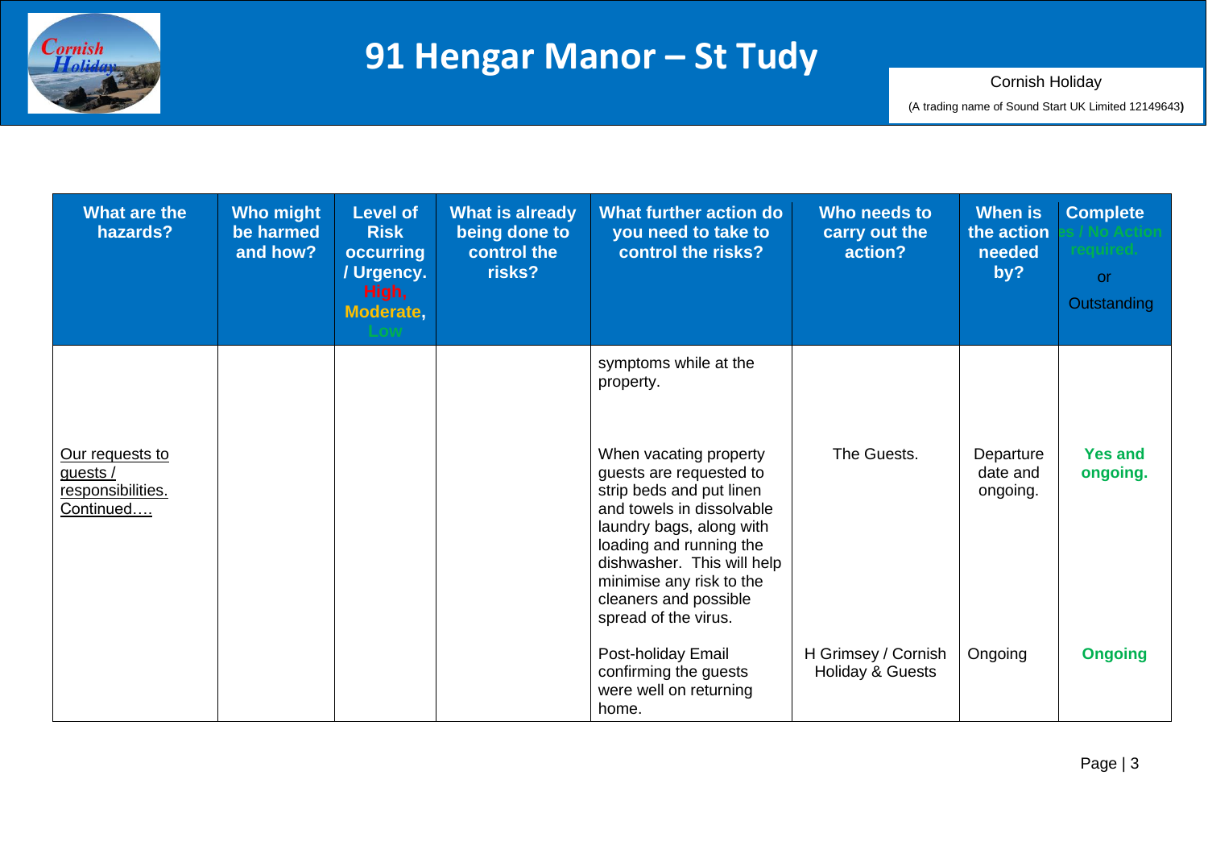# 91 Hengar Manor – St Tudy

Cornish Holiday

(A trading name of Sound Start UK Limited 12149643)

| What are the hazards? | Who might be harmed and how? | Level of Risk occurring / Urgency. High, Moderate, Low | What is already being done to control the risks? | What further action do you need to take to control the risks? | Who needs to carry out the action? | When is the action needed by? | Complete Yes / No Action required. or Outstanding |
|---|---|---|---|---|---|---|---|
| | | | | symptoms while at the property. | | | |
| Our requests to guests / responsibilities. Continued…. | | | | When vacating property guests are requested to strip beds and put linen and towels in dissolvable laundry bags, along with loading and running the dishwasher. This will help minimise any risk to the cleaners and possible spread of the virus. | The Guests. | Departure date and ongoing. | **Yes and ongoing.** |
| | | | | Post-holiday Email confirming the guests were well on returning home. | H Grimsey / Cornish Holiday & Guests | Ongoing | **Ongoing** |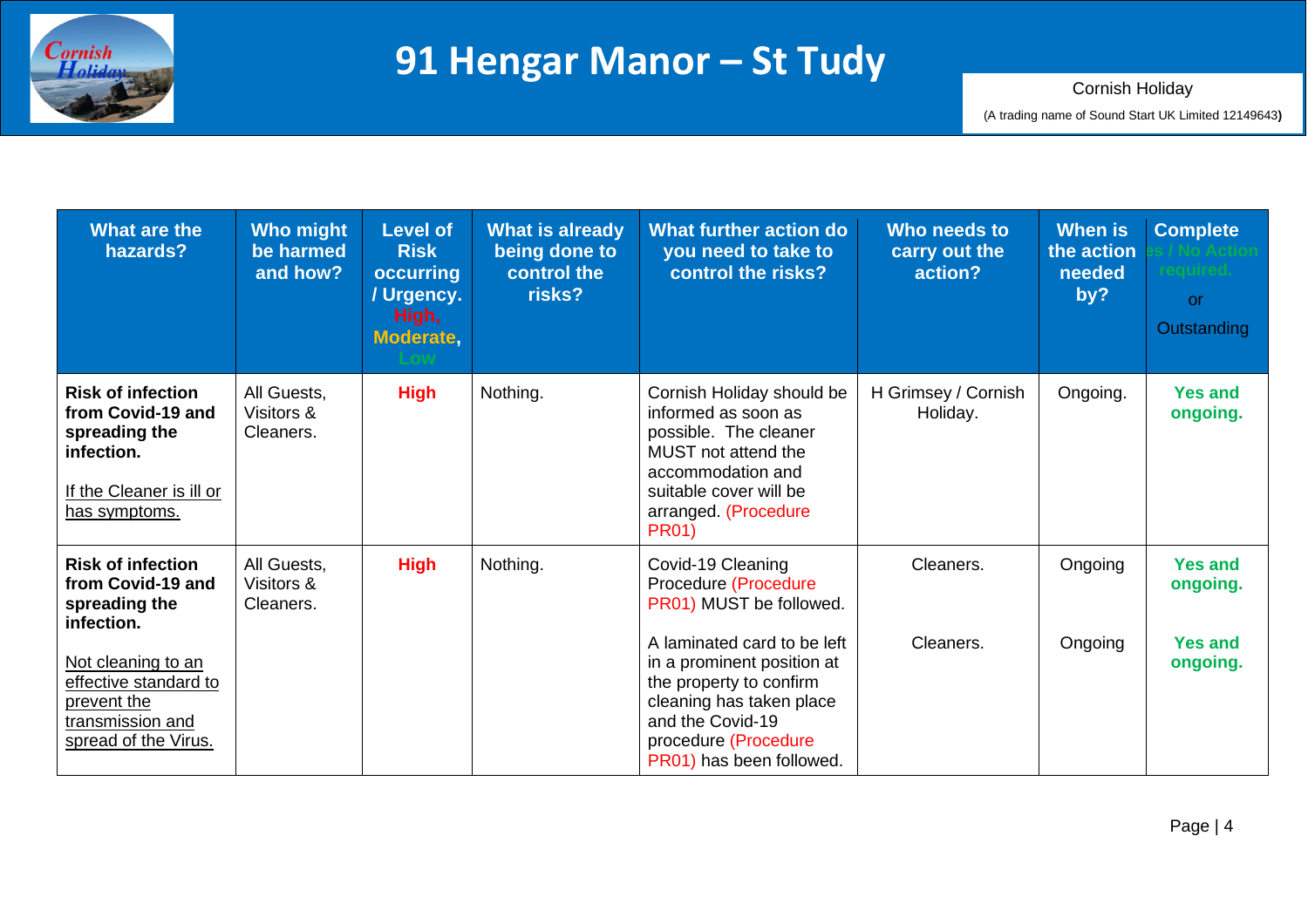# 91 Hengar Manor – St Tudy

Cornish Holiday

(A trading name of Sound Start UK Limited 12149643)

| What are the hazards? | Who might be harmed and how? | Level of Risk occurring / Urgency. High, Moderate, Low | What is already being done to control the risks? | What further action do you need to take to control the risks? | Who needs to carry out the action? | When is the action needed by? | Complete Yes / No Action required. or Outstanding |
|---|---|---|---|---|---|---|---|
| **Risk of infection from Covid-19 and spreading the infection.**<br><br>If the Cleaner is ill or has symptoms. | All Guests, Visitors & Cleaners. | **High** | Nothing. | Cornish Holiday should be informed as soon as possible. The cleaner MUST not attend the accommodation and suitable cover will be arranged. (Procedure PR01) | H Grimsey / Cornish Holiday. | Ongoing. | **Yes and ongoing.** |
| **Risk of infection from Covid-19 and spreading the infection.**<br><br>Not cleaning to an effective standard to prevent the transmission and spread of the Virus. | All Guests, Visitors & Cleaners. | **High** | Nothing. | Covid-19 Cleaning Procedure (Procedure PR01) MUST be followed.<br><br>A laminated card to be left in a prominent position at the property to confirm cleaning has taken place and the Covid-19 procedure (Procedure PR01) has been followed. | Cleaners.<br><br>Cleaners. | Ongoing<br><br>Ongoing | **Yes and ongoing.**<br><br>**Yes and ongoing.** |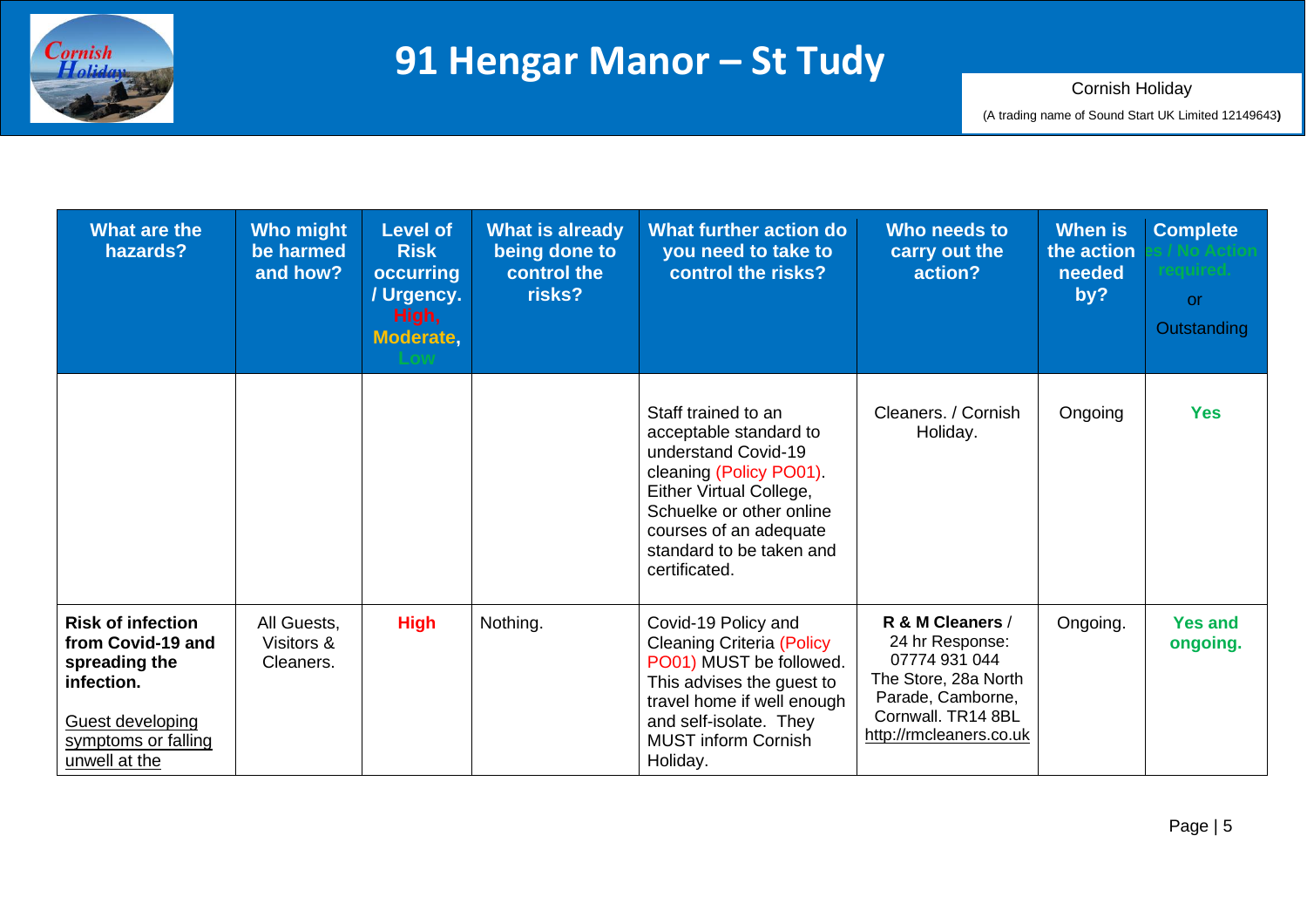# 91 Hengar Manor – St Tudy

Cornish Holiday

(A trading name of Sound Start UK Limited 12149643)

| What are the hazards? | Who might be harmed and how? | Level of Risk occurring / Urgency. High, Moderate, Low | What is already being done to control the risks? | What further action do you need to take to control the risks? | Who needs to carry out the action? | When is the action needed by? | Complete Yes / No Action required. or Outstanding |
|---|---|---|---|---|---|---|---|
| | | | | Staff trained to an acceptable standard to understand Covid-19 cleaning (Policy PO01). Either Virtual College, Schuelke or other online courses of an adequate standard to be taken and certificated. | Cleaners. / Cornish Holiday. | Ongoing | **Yes** |
| **Risk of infection from Covid-19 and spreading the infection.** <br><br> Guest developing symptoms or falling unwell at the | All Guests, Visitors & Cleaners. | **High** | Nothing. | Covid-19 Policy and Cleaning Criteria (Policy PO01) MUST be followed. This advises the guest to travel home if well enough and self-isolate. They MUST inform Cornish Holiday. | **R & M Cleaners** / 24 hr Response: 07774 931 044 The Store, 28a North Parade, Camborne, Cornwall. TR14 8BL http://rmcleaners.co.uk | Ongoing. | **Yes and ongoing.** |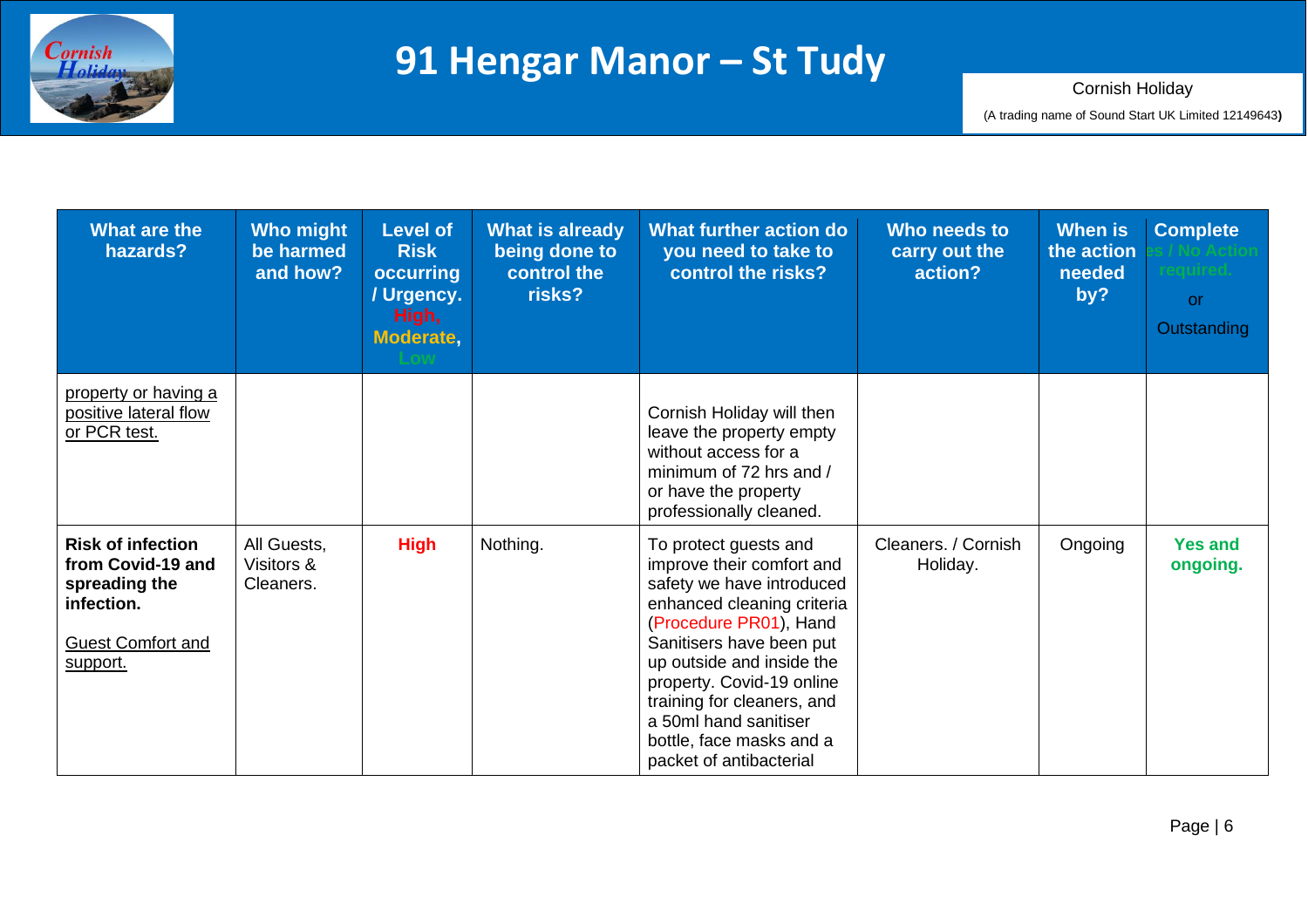| What are the hazards? | Who might be harmed and how? | Level of Risk occurring / Urgency. High, Moderate, Low | What is already being done to control the risks? | What further action do you need to take to control the risks? | Who needs to carry out the action? | When is the action needed by? | Complete es / No Action required. or Outstanding |
|---|---|---|---|---|---|---|---|
| property or having a positive lateral flow or PCR test. | | | | Cornish Holiday will then leave the property empty without access for a minimum of 72 hrs and / or have the property professionally cleaned. | | | |
| **Risk of infection from Covid-19 and spreading the infection.** Guest Comfort and support. | All Guests, Visitors & Cleaners. | **High** | Nothing. | To protect guests and improve their comfort and safety we have introduced enhanced cleaning criteria (Procedure PR01), Hand Sanitisers have been put up outside and inside the property. Covid-19 online training for cleaners, and a 50ml hand sanitiser bottle, face masks and a packet of antibacterial | Cleaners. / Cornish Holiday. | Ongoing | **Yes and ongoing.** |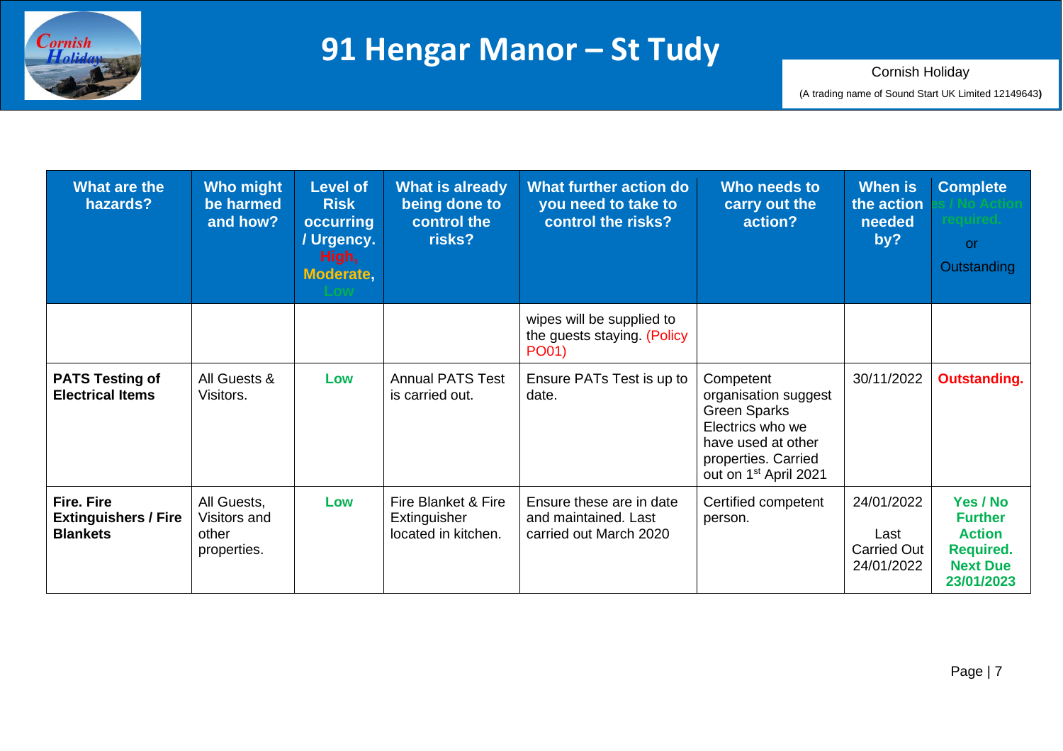# 91 Hengar Manor – St Tudy

Cornish Holiday

(A trading name of Sound Start UK Limited 12149643)

| What are the hazards? | Who might be harmed and how? | Level of Risk occurring / Urgency. High, Moderate, Low | What is already being done to control the risks? | What further action do you need to take to control the risks? | Who needs to carry out the action? | When is the action needed by? | Complete es / No Action required. or Outstanding |
|---|---|---|---|---|---|---|---|
| | | | | wipes will be supplied to the guests staying. (Policy PO01) | | | |
| **PATS Testing of Electrical Items** | All Guests & Visitors. | **Low** | Annual PATS Test is carried out. | Ensure PATs Test is up to date. | Competent organisation suggest Green Sparks Electrics who we have used at other properties. Carried out on 1st April 2021 | 30/11/2022 | **Outstanding.** |
| **Fire. Fire Extinguishers / Fire Blankets** | All Guests, Visitors and other properties. | **Low** | Fire Blanket & Fire Extinguisher located in kitchen. | Ensure these are in date and maintained. Last carried out March 2020 | Certified competent person. | 24/01/2022 Last Carried Out 24/01/2022 | **Yes / No Further Action Required. Next Due 23/01/2023** |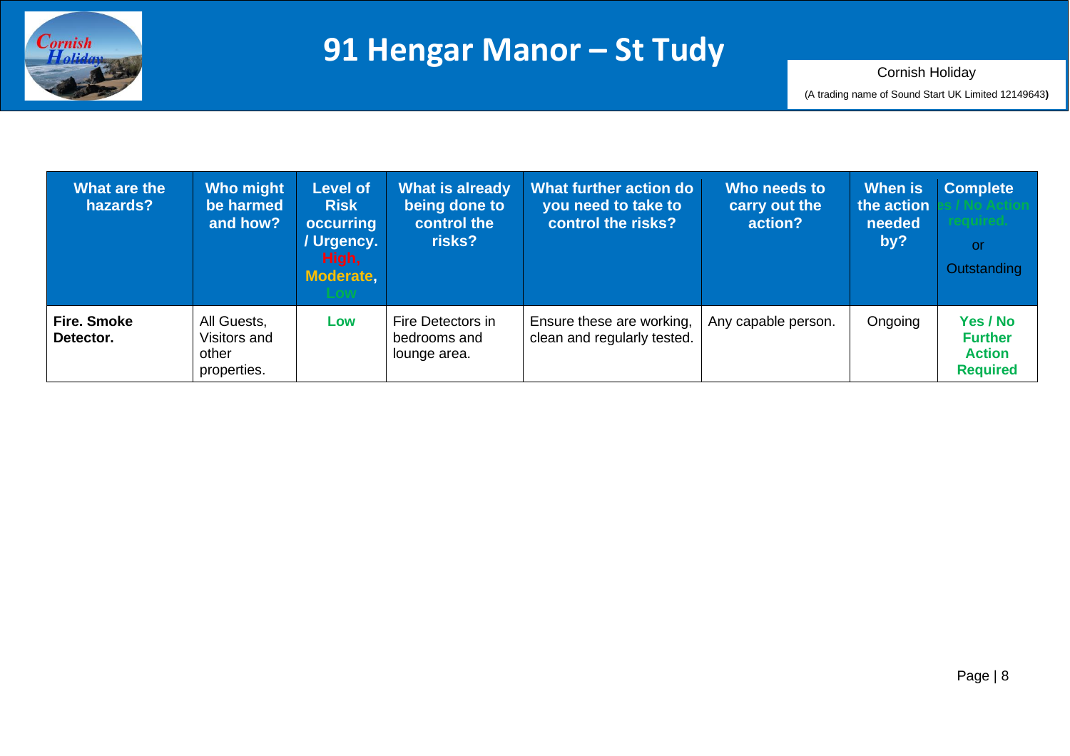# 91 Hengar Manor – St Tudy

Cornish Holiday

(A trading name of Sound Start UK Limited 12149643)

| What are the hazards? | Who might be harmed and how? | Level of Risk occurring / Urgency. High, Moderate, Low | What is already being done to control the risks? | What further action do you need to take to control the risks? | Who needs to carry out the action? | When is the action needed by? | Complete es / No Action required. or Outstanding |
|---|---|---|---|---|---|---|---|
| **Fire. Smoke Detector.** | All Guests, Visitors and other properties. | **Low** | Fire Detectors in bedrooms and lounge area. | Ensure these are working, clean and regularly tested. | Any capable person. | Ongoing | **Yes / No Further Action Required** |